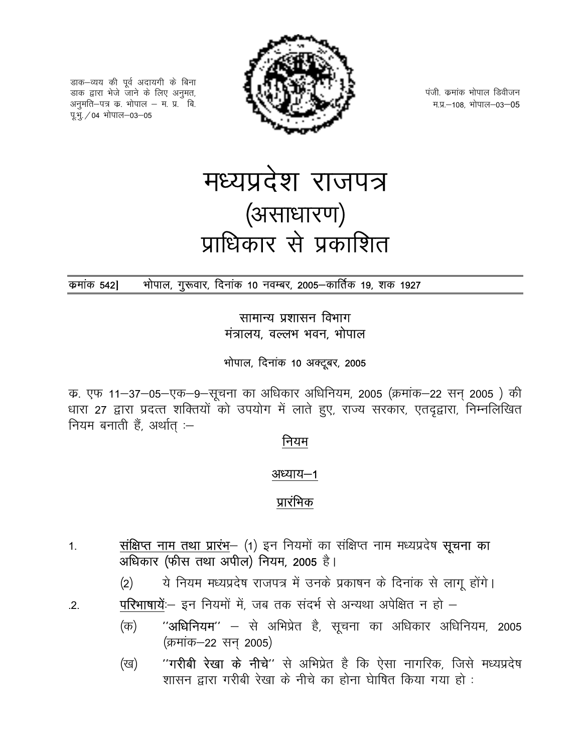डाक–व्यय की पूर्व अदायगी के बिना डाक द्वारा भेजे जाने के लिए अनुमत, अनुमति–पत्र क्र. भोपाल – म. प्र. बि. पू.भु. / 04 भोपाल–03–05

पंजी. क्रमांक भोपाल डिवीजन म.प्र.–108, भोपाल–03–05

# मध्यप्रदेश राजपत्र
## (असाधारण)
## प्राधिकार से प्रकाशित

**क्रमांक 542] भोपाल, गुरूवार, दिनांक 10 नवम्बर, 2005–कार्तिक 19, शक 1927**

सामान्य प्रशासन विभाग
मंत्रालय, वल्लभ भवन, भोपाल

भोपाल, दिनांक 10 अक्टूबर, 2005

क्र. एफ 11–37–05–एक–9–सूचना का अधिकार अधिनियम, 2005 (क्रमांक–22 सन् 2005 ) की धारा 27 द्वारा प्रदत्त शक्तियों को उपयोग में लाते हुए, राज्य सरकार, एतदृद्वारा, निम्नलिखित नियम बनाती हैं, अर्थात् :–

नियम

अध्याय–1

प्रारंभिक

1. संक्षिप्त नाम तथा प्रारंभ– (1) इन नियमों का संक्षिप्त नाम मध्यप्रदेष **सूचना का अधिकार (फीस तथा अपील) नियम, 2005** है।

   (2) ये नियम मध्यप्रदेष राजपत्र में उनके प्रकाषन के दिनांक से लागू होंगे।

.2. परिभाषायें:– इन नियमों में, जब तक संदर्भ से अन्यथा अपेक्षित न हो –

   (क) **''अधिनियम''** – से अभिप्रेत है, सूचना का अधिकार अधिनियम, 2005 (क्रमांक–22 सन् 2005)

   (ख) **''गरीबी रेखा के नीचे''** से अभिप्रेत है कि ऐसा नागरिक, जिसे मध्यप्रदेष शासन द्वारा गरीबी रेखा के नीचे का होना घोषित किया गया हो :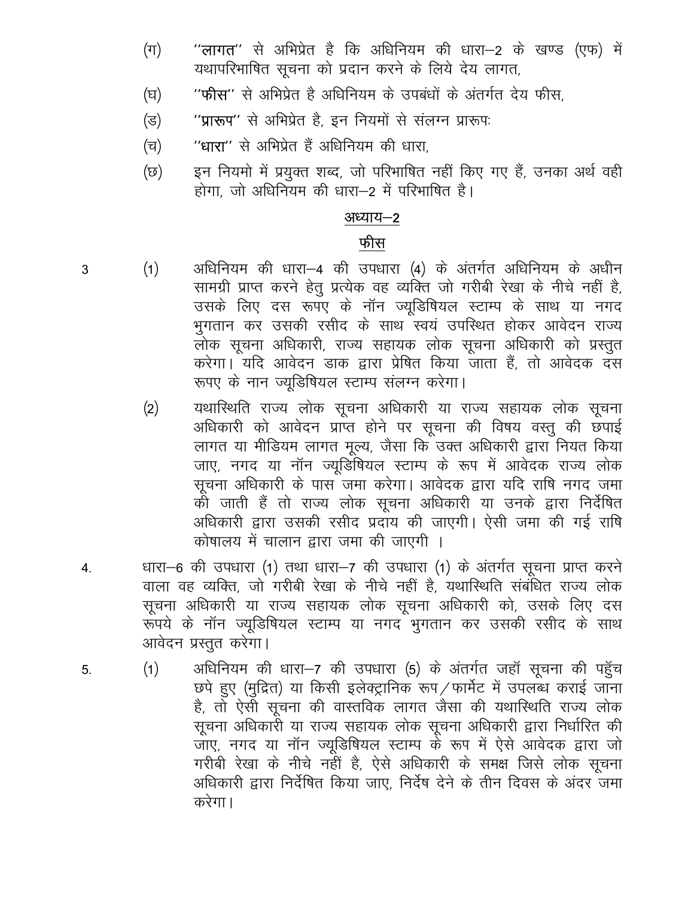(ग) ''**लागत**'' से अभिप्रेत है कि अधिनियम की धारा–2 के खण्ड (एफ) में यथापरिभाषित सूचना को प्रदान करने के लिये देय लागत,

(घ) ''**फीस**'' से अभिप्रेत है अधिनियम के उपबंधों के अंतर्गत देय फीस,

(ड) ''**प्रारूप**'' से अभिप्रेत है, इन नियमों से संलग्न प्रारूपः

(च) ''**धारा**'' से अभिप्रेत हैं अधिनियम की धारा,

(छ) इन नियमो में प्रयुक्त शब्द, जो परिभाषित नहीं किए गए हैं, उनका अर्थ वही होगा, जो अधिनियम की धारा–2 में परिभाषित है।

## अध्याय–2

## फीस

3 (1) अधिनियम की धारा–4 की उपधारा (4) के अंतर्गत अधिनियम के अधीन सामग्री प्राप्त करने हेतु प्रत्येक वह व्यक्ति जो गरीबी रेखा के नीचे नहीं है, उसके लिए दस रूपए के नॉन ज्यूडिषियल स्टाम्प के साथ या नगद भुगतान कर उसकी रसीद के साथ स्वयं उपस्थित होकर आवेदन राज्य लोक सूचना अधिकारी, राज्य सहायक लोक सूचना अधिकारी को प्रस्तुत करेगा। यदि आवेदन डाक द्वारा प्रेषित किया जाता हैं, तो आवेदक दस रूपए के नान ज्यूडिषियल स्टाम्प संलग्न करेगा।

(2) यथास्थिति राज्य लोक सूचना अधिकारी या राज्य सहायक लोक सूचना अधिकारी को आवेदन प्राप्त होने पर सूचना की विषय वस्तु की छपाई लागत या मीडियम लागत मूल्य, जैसा कि उक्त अधिकारी द्वारा नियत किया जाए, नगद या नॉन ज्यूडिषियल स्टाम्प के रूप में आवेदक राज्य लोक सूचना अधिकारी के पास जमा करेगा। आवेदक द्वारा यदि राषि नगद जमा की जाती हैं तो राज्य लोक सूचना अधिकारी या उनके द्वारा निर्देषित अधिकारी द्वारा उसकी रसीद प्रदाय की जाएगी। ऐसी जमा की गई राषि कोषालय में चालान द्वारा जमा की जाएगी ।

4. धारा–6 की उपधारा (1) तथा धारा–7 की उपधारा (1) के अंतर्गत सूचना प्राप्त करने वाला वह व्यक्ति, जो गरीबी रेखा के नीचे नहीं है, यथास्थिति संबंधित राज्य लोक सूचना अधिकारी या राज्य सहायक लोक सूचना अधिकारी को, उसके लिए दस रूपये के नॉन ज्यूडिषियल स्टाम्प या नगद भुगतान कर उसकी रसीद के साथ आवेदन प्रस्तुत करेगा।

5. (1) अधिनियम की धारा–7 की उपधारा (5) के अंतर्गत जहॉ सूचना की पहुॅच छपे हुए (मुद्रित) या किसी इलेक्ट्रानिक रूप/फार्मेट में उपलब्ध कराई जाना है, तो ऐसी सूचना की वास्तविक लागत जैसा की यथास्थिति राज्य लोक सूचना अधिकारी या राज्य सहायक लोक सूचना अधिकारी द्वारा निर्धारित की जाए, नगद या नॉन ज्यूडिषियल स्टाम्प के रूप में ऐसे आवेदक द्वारा जो गरीबी रेखा के नीचे नहीं है, ऐसे अधिकारी के समक्ष जिसे लोक सूचना अधिकारी द्वारा निर्देषित किया जाए, निर्देष देने के तीन दिवस के अंदर जमा करेगा।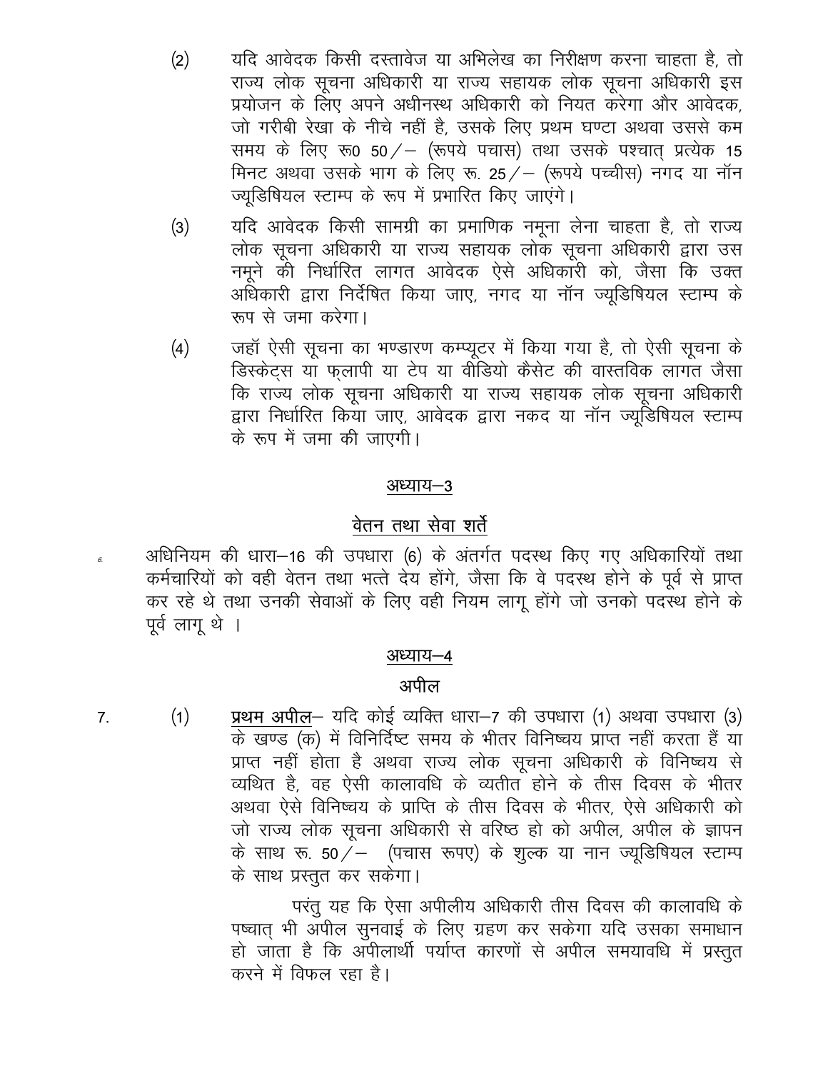(2) यदि आवेदक किसी दस्तावेज या अभिलेख का निरीक्षण करना चाहता है, तो राज्य लोक सूचना अधिकारी या राज्य सहायक लोक सूचना अधिकारी इस प्रयोजन के लिए अपने अधीनस्थ अधिकारी को नियत करेगा और आवेदक, जो गरीबी रेखा के नीचे नहीं है, उसके लिए प्रथम घण्टा अथवा उससे कम समय के लिए रू0 50/– (रूपये पचास) तथा उसके पश्चात् प्रत्येक 15 मिनट अथवा उसके भाग के लिए रू. 25/– (रूपये पच्चीस) नगद या नॉन ज्यूडिषियल स्टाम्प के रूप में प्रभारित किए जाएंगे।

(3) यदि आवेदक किसी सामग्री का प्रमाणिक नमूना लेना चाहता है, तो राज्य लोक सूचना अधिकारी या राज्य सहायक लोक सूचना अधिकारी द्वारा उस नमूने की निर्धारित लागत आवेदक ऐसे अधिकारी को, जैसा कि उक्त अधिकारी द्वारा निर्देषित किया जाए, नगद या नॉन ज्यूडिषियल स्टाम्प के रूप से जमा करेगा।

(4) जहॉ ऐसी सूचना का भण्डारण कम्प्यूटर में किया गया है, तो ऐसी सूचना के डिस्केट्स या फ्लापी या टेप या वीडियो कैसेट की वास्तविक लागत जैसा कि राज्य लोक सूचना अधिकारी या राज्य सहायक लोक सूचना अधिकारी द्वारा निर्धारित किया जाए, आवेदक द्वारा नकद या नॉन ज्यूडिषियल स्टाम्प के रूप में जमा की जाएगी।

## अध्याय–3

## वेतन तथा सेवा शर्ते

6. अधिनियम की धारा–16 की उपधारा (6) के अंतर्गत पदस्थ किए गए अधिकारियों तथा कर्मचारियों को वही वेतन तथा भत्ते देय होंगे, जैसा कि वे पदस्थ होने के पूर्व से प्राप्त कर रहे थे तथा उनकी सेवाओं के लिए वही नियम लागू होंगे जो उनको पदस्थ होने के पूर्व लागू थे ।

## अध्याय–4

## अपील

7. (1) **प्रथम अपील**– यदि कोई व्यक्ति धारा–7 की उपधारा (1) अथवा उपधारा (3) के खण्ड (क) में विनिर्दिष्ट समय के भीतर विनिष्चय प्राप्त नहीं करता हैं या प्राप्त नहीं होता है अथवा राज्य लोक सूचना अधिकारी के विनिष्चय से व्यथित है, वह ऐसी कालावधि के व्यतीत होने के तीस दिवस के भीतर अथवा ऐसे विनिष्चय के प्राप्ति के तीस दिवस के भीतर, ऐसे अधिकारी को जो राज्य लोक सूचना अधिकारी से वरिष्ठ हो को अपील, अपील के ज्ञापन के साथ रू. 50/– (पचास रूपए) के शुल्क या नान ज्यूडिषियल स्टाम्प के साथ प्रस्तुत कर सकेगा।

परंतु यह कि ऐसा अपीलीय अधिकारी तीस दिवस की कालावधि के पष्चात् भी अपील सुनवाई के लिए ग्रहण कर सकेगा यदि उसका समाधान हो जाता है कि अपीलार्थी पर्याप्त कारणों से अपील समयावधि में प्रस्तुत करने में विफल रहा है।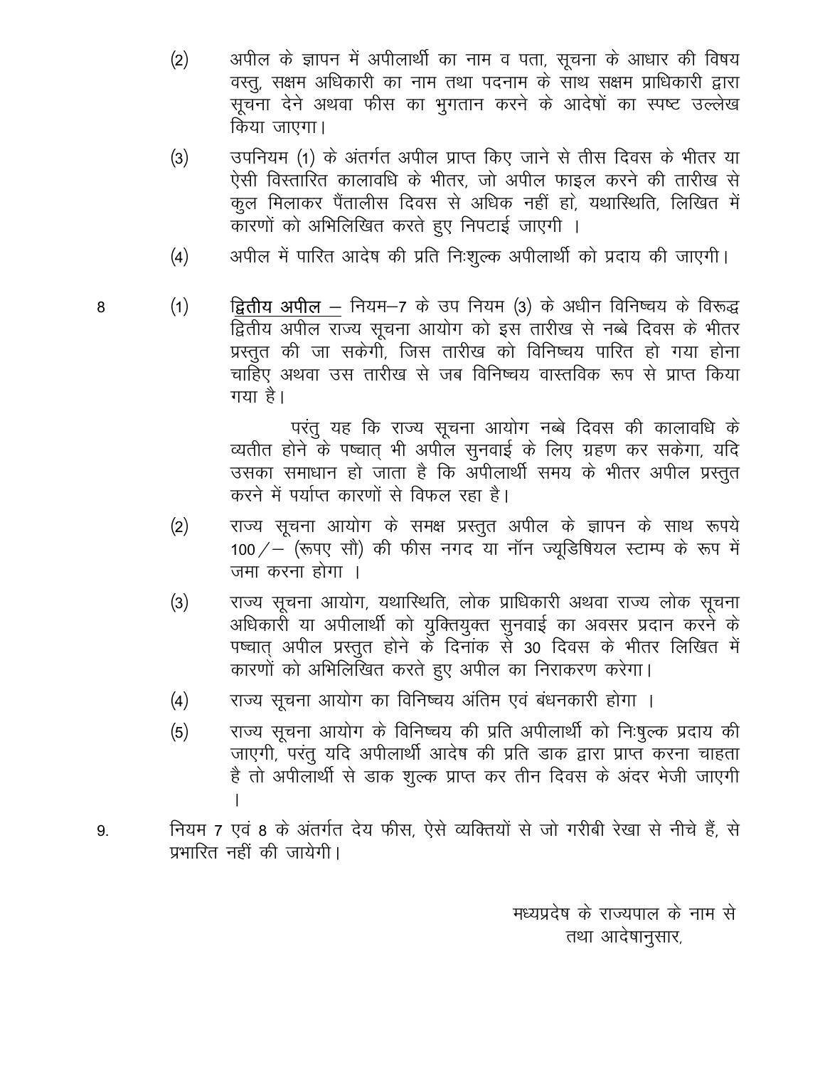(2) अपील के ज्ञापन में अपीलार्थी का नाम व पता, सूचना के आधार की विषय वस्तु, सक्षम अधिकारी का नाम तथा पदनाम के साथ सक्षम प्राधिकारी द्वारा सूचना देने अथवा फीस का भुगतान करने के आदेषों का स्पष्ट उल्लेख किया जाएगा।

(3) उपनियम (1) के अंतर्गत अपील प्राप्त किए जाने से तीस दिवस के भीतर या ऐसी विस्तारित कालावधि के भीतर, जो अपील फाइल करने की तारीख से कुल मिलाकर पैंतालीस दिवस से अधिक नहीं हो, यथास्थिति, लिखित में कारणों को अभिलिखित करते हुए निपटाई जाएगी ।

(4) अपील में पारित आदेष की प्रति निःशुल्क अपीलार्थी को प्रदाय की जाएगी।

8 (1) **द्वितीय अपील** – नियम–7 के उप नियम (3) के अधीन विनिष्चय के विरूद्ध द्वितीय अपील राज्य सूचना आयोग को इस तारीख से नब्बे दिवस के भीतर प्रस्तुत की जा सकेगी, जिस तारीख को विनिष्चय पारित हो गया होना चाहिए अथवा उस तारीख से जब विनिष्चय वास्तविक रूप से प्राप्त किया गया है।

परंतु यह कि राज्य सूचना आयोग नब्बे दिवस की कालावधि के व्यतीत होने के पष्चात् भी अपील सुनवाई के लिए ग्रहण कर सकेगा, यदि उसका समाधान हो जाता है कि अपीलार्थी समय के भीतर अपील प्रस्तुत करने में पर्याप्त कारणों से विफल रहा है।

(2) राज्य सूचना आयोग के समक्ष प्रस्तुत अपील के ज्ञापन के साथ रूपये 100/– (रूपए सौ) की फीस नगद या नॉन ज्यूडिषियल स्टाम्प के रूप में जमा करना होगा ।

(3) राज्य सूचना आयोग, यथास्थिति, लोक प्राधिकारी अथवा राज्य लोक सूचना अधिकारी या अपीलार्थी को युक्तियुक्त सुनवाई का अवसर प्रदान करने के पष्चात् अपील प्रस्तुत होने के दिनांक से 30 दिवस के भीतर लिखित में कारणों को अभिलिखित करते हुए अपील का निराकरण करेगा।

(4) राज्य सूचना आयोग का विनिष्चय अंतिम एवं बंधनकारी होगा ।

(5) राज्य सूचना आयोग के विनिष्चय की प्रति अपीलार्थी को निःषुल्क प्रदाय की जाएगी, परंतु यदि अपीलार्थी आदेष की प्रति डाक द्वारा प्राप्त करना चाहता है तो अपीलार्थी से डाक शुल्क प्राप्त कर तीन दिवस के अंदर भेजी जाएगी ।

9. नियम 7 एवं 8 के अंतर्गत देय फीस, ऐसे व्यक्तियों से जो गरीबी रेखा से नीचे हैं, से प्रभारित नहीं की जायेगी।

मध्यप्रदेष के राज्यपाल के नाम से
तथा आदेषानुसार,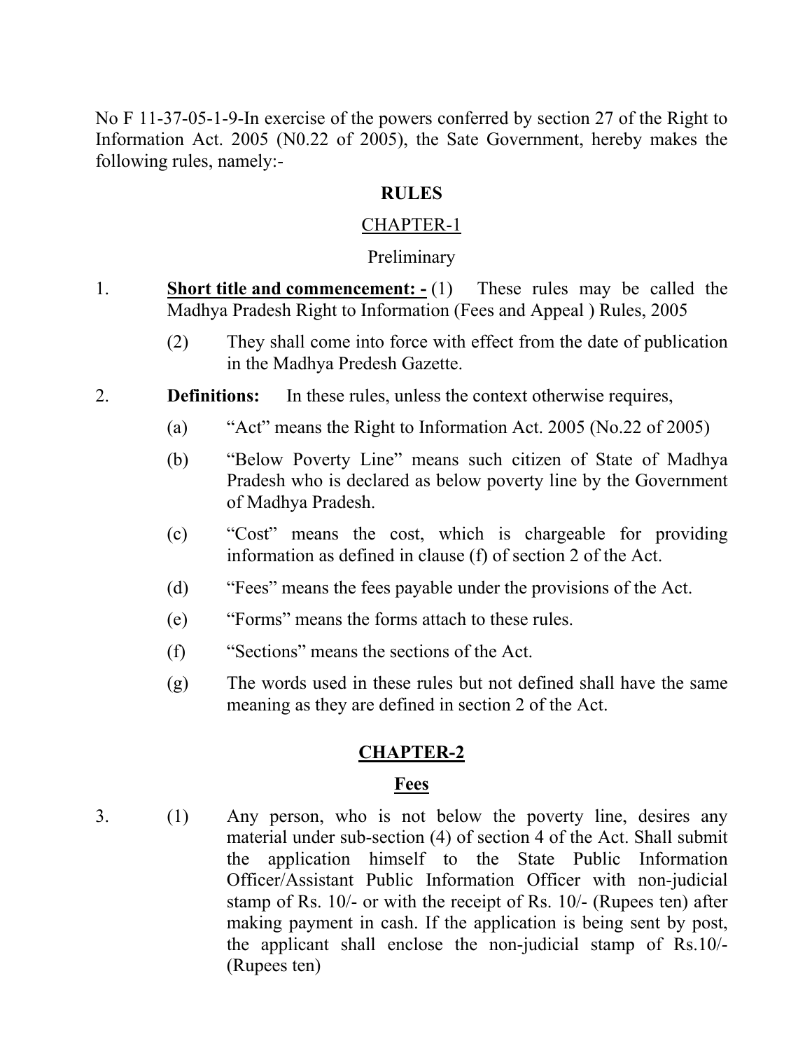No F 11-37-05-1-9-In exercise of the powers conferred by section 27 of the Right to Information Act. 2005 (N0.22 of 2005), the Sate Government, hereby makes the following rules, namely:-

## RULES

### CHAPTER-1

### Preliminary

1. **Short title and commencement: -** (1) These rules may be called the Madhya Pradesh Right to Information (Fees and Appeal ) Rules, 2005

   (2) They shall come into force with effect from the date of publication in the Madhya Predesh Gazette.

2. **Definitions:** In these rules, unless the context otherwise requires,

   (a) "Act" means the Right to Information Act. 2005 (No.22 of 2005)

   (b) "Below Poverty Line" means such citizen of State of Madhya Pradesh who is declared as below poverty line by the Government of Madhya Pradesh.

   (c) "Cost" means the cost, which is chargeable for providing information as defined in clause (f) of section 2 of the Act.

   (d) "Fees" means the fees payable under the provisions of the Act.

   (e) "Forms" means the forms attach to these rules.

   (f) "Sections" means the sections of the Act.

   (g) The words used in these rules but not defined shall have the same meaning as they are defined in section 2 of the Act.

## CHAPTER-2

## Fees

3. (1) Any person, who is not below the poverty line, desires any material under sub-section (4) of section 4 of the Act. Shall submit the application himself to the State Public Information Officer/Assistant Public Information Officer with non-judicial stamp of Rs. 10/- or with the receipt of Rs. 10/- (Rupees ten) after making payment in cash. If the application is being sent by post, the applicant shall enclose the non-judicial stamp of Rs.10/- (Rupees ten)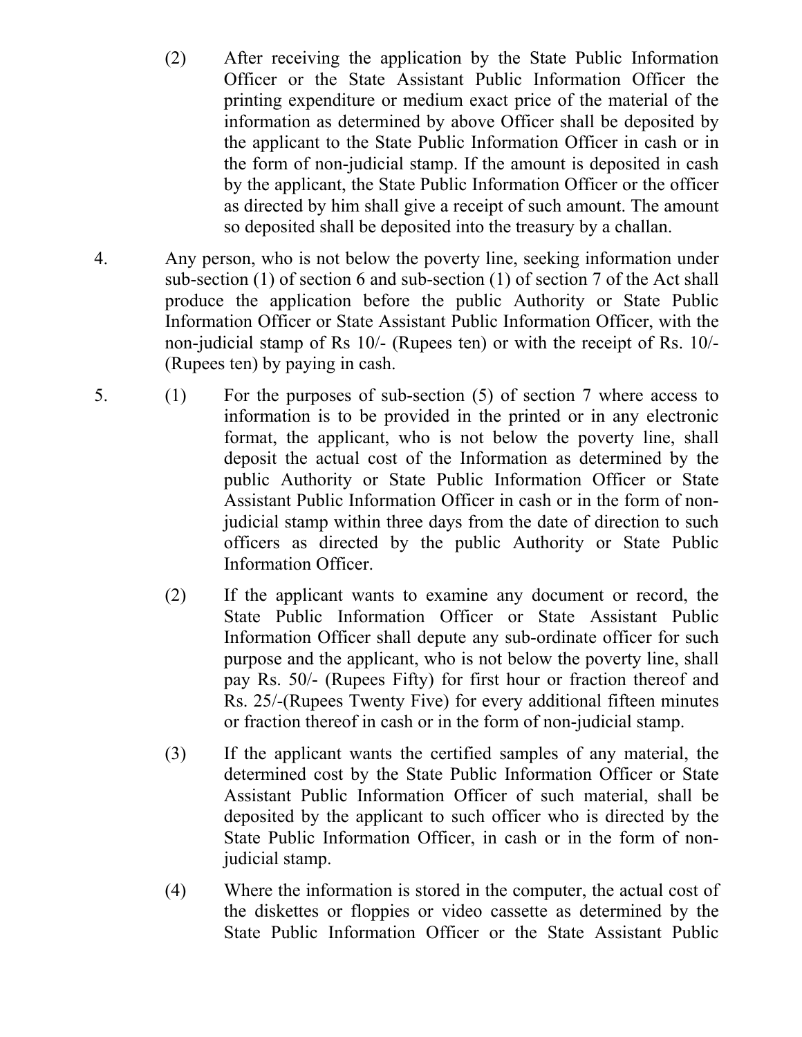(2) After receiving the application by the State Public Information Officer or the State Assistant Public Information Officer the printing expenditure or medium exact price of the material of the information as determined by above Officer shall be deposited by the applicant to the State Public Information Officer in cash or in the form of non-judicial stamp. If the amount is deposited in cash by the applicant, the State Public Information Officer or the officer as directed by him shall give a receipt of such amount. The amount so deposited shall be deposited into the treasury by a challan.

4. Any person, who is not below the poverty line, seeking information under sub-section (1) of section 6 and sub-section (1) of section 7 of the Act shall produce the application before the public Authority or State Public Information Officer or State Assistant Public Information Officer, with the non-judicial stamp of Rs 10/- (Rupees ten) or with the receipt of Rs. 10/- (Rupees ten) by paying in cash.

5. (1) For the purposes of sub-section (5) of section 7 where access to information is to be provided in the printed or in any electronic format, the applicant, who is not below the poverty line, shall deposit the actual cost of the Information as determined by the public Authority or State Public Information Officer or State Assistant Public Information Officer in cash or in the form of non-judicial stamp within three days from the date of direction to such officers as directed by the public Authority or State Public Information Officer.

(2) If the applicant wants to examine any document or record, the State Public Information Officer or State Assistant Public Information Officer shall depute any sub-ordinate officer for such purpose and the applicant, who is not below the poverty line, shall pay Rs. 50/- (Rupees Fifty) for first hour or fraction thereof and Rs. 25/-(Rupees Twenty Five) for every additional fifteen minutes or fraction thereof in cash or in the form of non-judicial stamp.

(3) If the applicant wants the certified samples of any material, the determined cost by the State Public Information Officer or State Assistant Public Information Officer of such material, shall be deposited by the applicant to such officer who is directed by the State Public Information Officer, in cash or in the form of non-judicial stamp.

(4) Where the information is stored in the computer, the actual cost of the diskettes or floppies or video cassette as determined by the State Public Information Officer or the State Assistant Public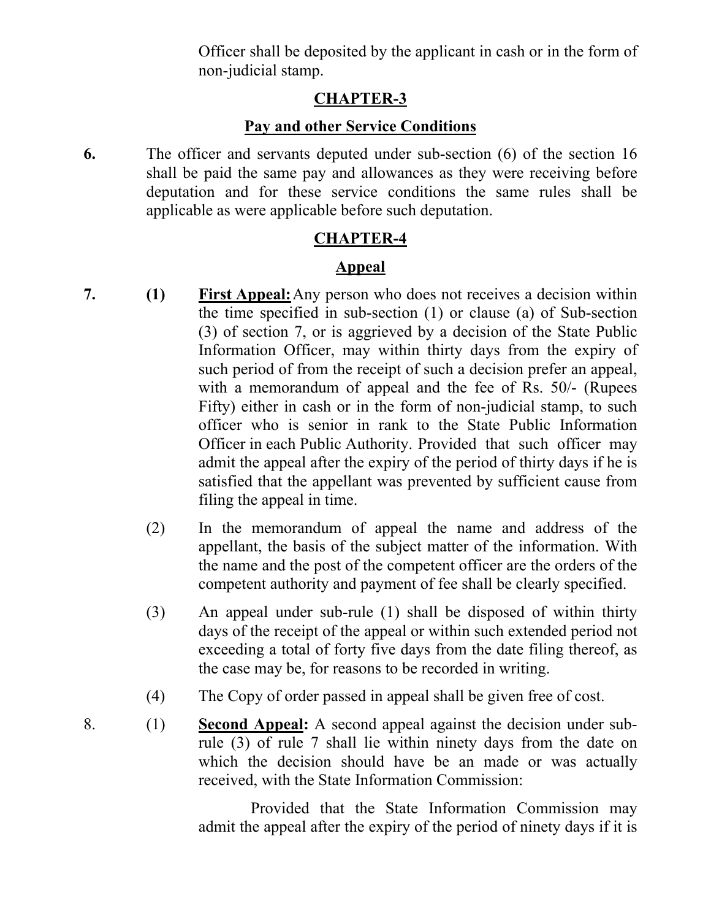Officer shall be deposited by the applicant in cash or in the form of non-judicial stamp.

## CHAPTER-3

### Pay and other Service Conditions

**6.** The officer and servants deputed under sub-section (6) of the section 16 shall be paid the same pay and allowances as they were receiving before deputation and for these service conditions the same rules shall be applicable as were applicable before such deputation.

## CHAPTER-4

### Appeal

**7.** **(1)** **First Appeal:** Any person who does not receives a decision within the time specified in sub-section (1) or clause (a) of Sub-section (3) of section 7, or is aggrieved by a decision of the State Public Information Officer, may within thirty days from the expiry of such period of from the receipt of such a decision prefer an appeal, with a memorandum of appeal and the fee of Rs. 50/- (Rupees Fifty) either in cash or in the form of non-judicial stamp, to such officer who is senior in rank to the State Public Information Officer in each Public Authority. Provided that such officer may admit the appeal after the expiry of the period of thirty days if he is satisfied that the appellant was prevented by sufficient cause from filing the appeal in time.

(2) In the memorandum of appeal the name and address of the appellant, the basis of the subject matter of the information. With the name and the post of the competent officer are the orders of the competent authority and payment of fee shall be clearly specified.

(3) An appeal under sub-rule (1) shall be disposed of within thirty days of the receipt of the appeal or within such extended period not exceeding a total of forty five days from the date filing thereof, as the case may be, for reasons to be recorded in writing.

(4) The Copy of order passed in appeal shall be given free of cost.

8. (1) **Second Appeal:** A second appeal against the decision under sub-rule (3) of rule 7 shall lie within ninety days from the date on which the decision should have be an made or was actually received, with the State Information Commission:

Provided that the State Information Commission may admit the appeal after the expiry of the period of ninety days if it is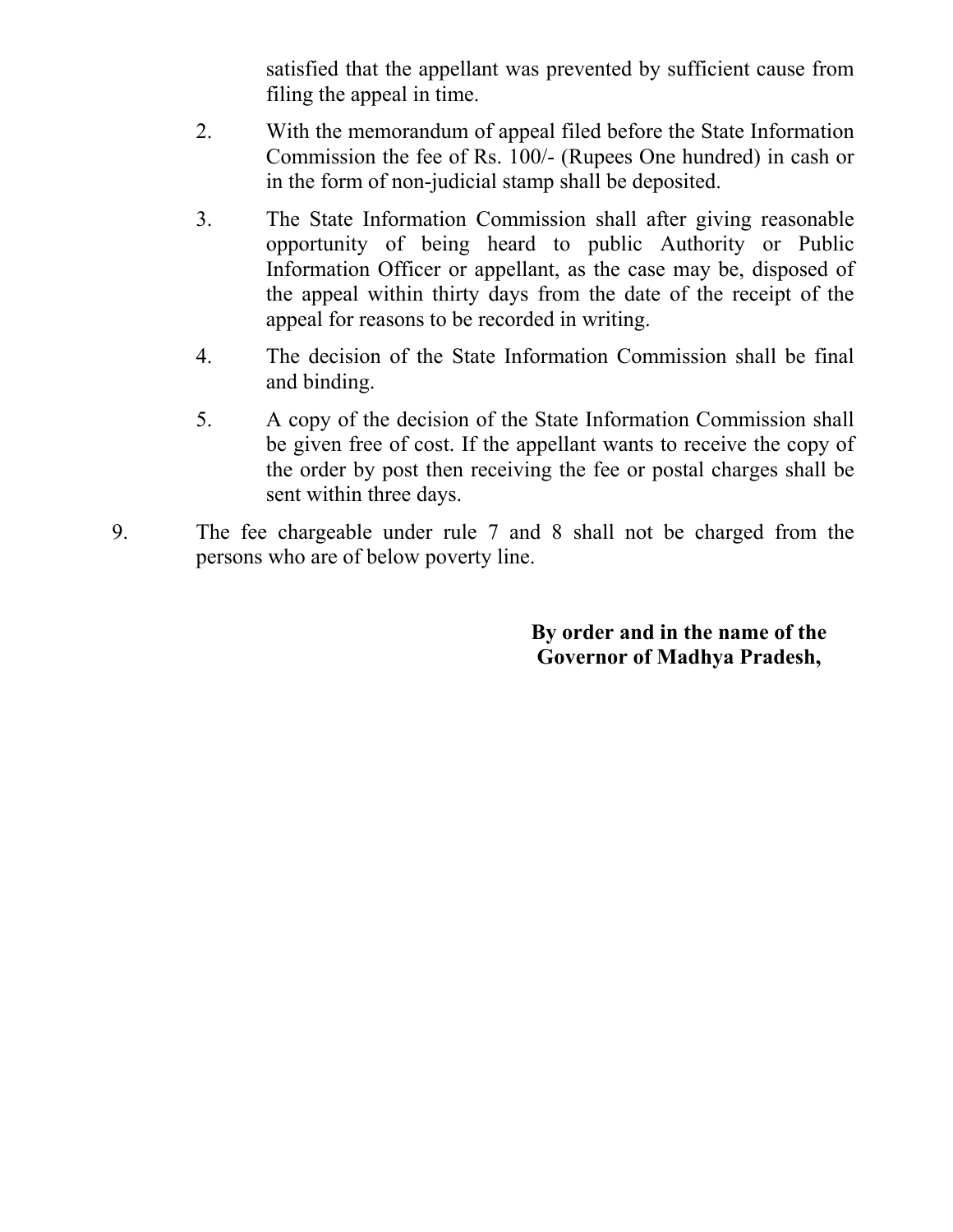satisfied that the appellant was prevented by sufficient cause from filing the appeal in time.

2. With the memorandum of appeal filed before the State Information Commission the fee of Rs. 100/- (Rupees One hundred) in cash or in the form of non-judicial stamp shall be deposited.

3. The State Information Commission shall after giving reasonable opportunity of being heard to public Authority or Public Information Officer or appellant, as the case may be, disposed of the appeal within thirty days from the date of the receipt of the appeal for reasons to be recorded in writing.

4. The decision of the State Information Commission shall be final and binding.

5. A copy of the decision of the State Information Commission shall be given free of cost. If the appellant wants to receive the copy of the order by post then receiving the fee or postal charges shall be sent within three days.

9. The fee chargeable under rule 7 and 8 shall not be charged from the persons who are of below poverty line.

**By order and in the name of the Governor of Madhya Pradesh,**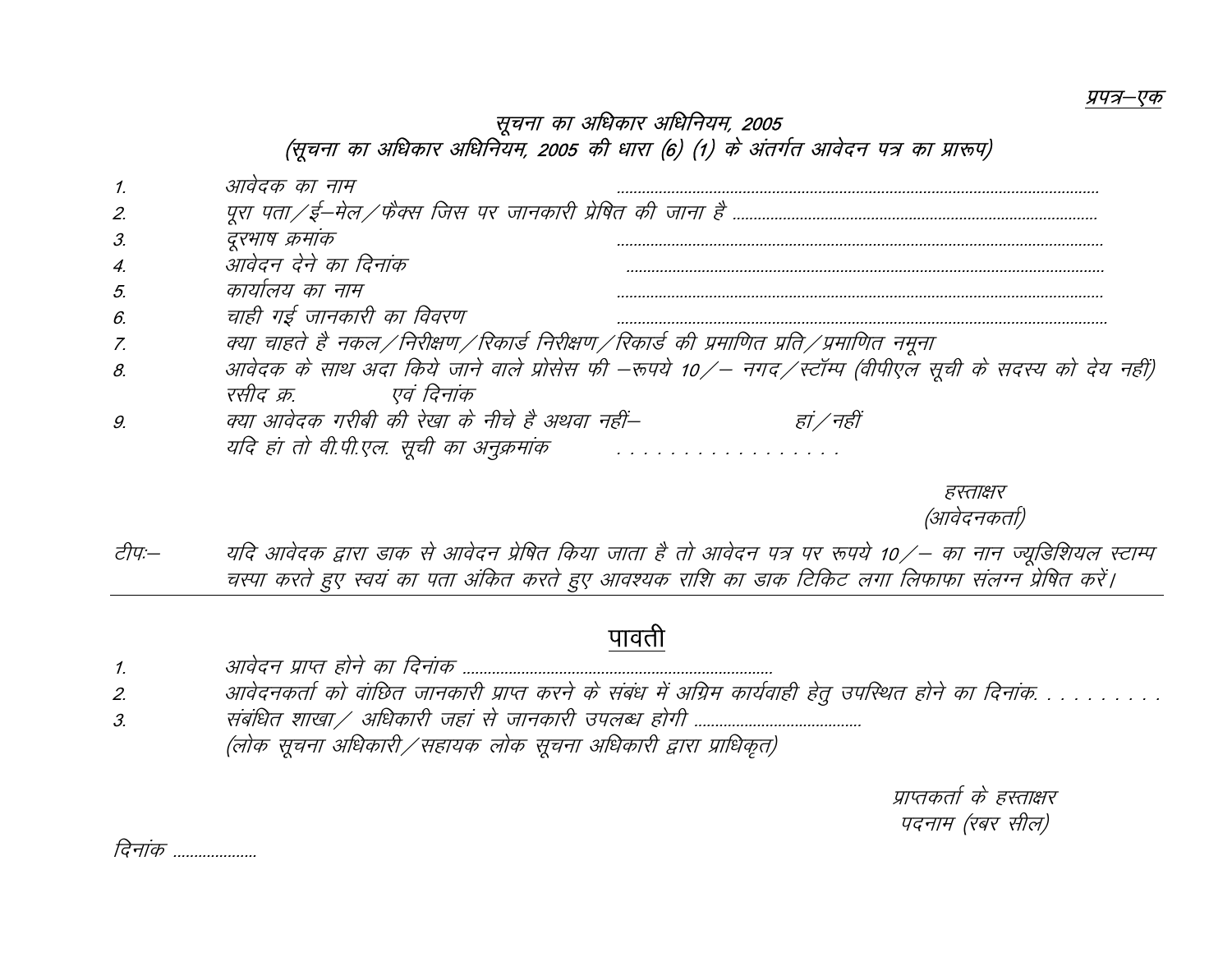<u>प्रपत्र–एक</u>

# सूचना का अधिकार अधिनियम, 2005

(सूचना का अधिकार अधिनियम, 2005 की धारा (6) (1) के अंतर्गत आवेदन पत्र का प्रारूप)

1. आवेदक का नाम ..................................................................................................................
2. पूरा पता/ई–मेल/फैक्स जिस पर जानकारी प्रेषित की जाना है ......................................................................................
3. दूरभाष क्रमांक ..................................................................................................................
4. आवेदन देने का दिनांक ..................................................................................................................
5. कार्यालय का नाम ..................................................................................................................
6. चाही गई जानकारी का विवरण ..................................................................................................................
7. क्या चाहते है नकल/निरीक्षण/रिकार्ड निरीक्षण/रिकार्ड की प्रमाणित प्रति/प्रमाणित नमूना
8. आवेदक के साथ अदा किये जाने वाले प्रोसेस फी –रूपये 10/– नगद/स्टॉम्प (वीपीएल सूची के सदस्य को देय नहीं)
   रसीद क्र. एवं दिनांक
9. क्या आवेदक गरीबी की रेखा के नीचे है अथवा नहीं– हां/नहीं
   यदि हां तो वी.पी.एल. सूची का अनुक्रमांक . . . . . . . . . . . . . . . . .

हस्ताक्षर
(आवेदनकर्ता)

टीपः– यदि आवेदक द्वारा डाक से आवेदन प्रेषित किया जाता है तो आवेदन पत्र पर रूपये 10/– का नान ज्यूडिशियल स्टाम्प चस्पा करते हुए स्वयं का पता अंकित करते हुए आवश्यक राशि का डाक टिकिट लगा लिफाफा संलग्न प्रेषित करें।

---

## <u>पावती</u>

1. आवेदन प्राप्त होने का दिनांक ........................................................................
2. आवेदनकर्ता को वांछित जानकारी प्राप्त करने के संबंध में अग्रिम कार्यवाही हेतु उपस्थित होने का दिनांक. . . . . . . . . .
3. संबंधित शाखा/ अधिकारी जहां से जानकारी उपलब्ध होगी .......................................
   (लोक सूचना अधिकारी/सहायक लोक सूचना अधिकारी द्वारा प्राधिकृत)

प्राप्तकर्ता के हस्ताक्षर
पदनाम (रबर सील)

दिनांक ...................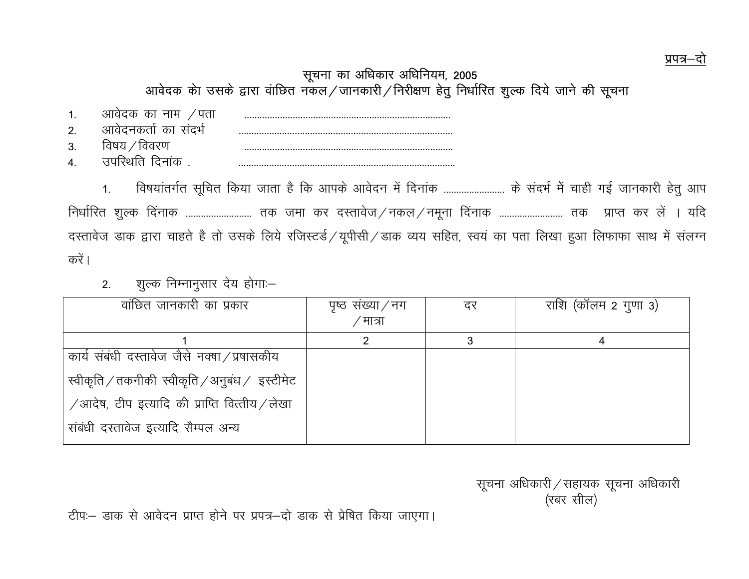प्रपत्र–दो

## सूचना का अधिकार अधिनियम, 2005

### आवेदक को उसके द्वारा वांछित नकल/जानकारी/निरीक्षण हेतु निर्धारित शुल्क दिये जाने की सूचना

1. आवेदक का नाम /पता ..................................................................................
2. आवेदनकर्ता का संदर्भ ..................................................................................
3. विषय/विवरण ..................................................................................
4. उपस्थिति दिनांक . ..................................................................................

1. विषयांतर्गत सूचित किया जाता है कि आपके आवेदन में दिनांक ........................ के संदर्भ में चाही गई जानकारी हेतु आप निर्धारित शुल्क दिंनाक .......................... तक जमा कर दस्तावेज/नकल/नमूना दिंनाक ......................... तक प्राप्त कर लें । यदि दस्तावेज डाक द्वारा चाहते है तो उसके लिये रजिस्टर्ड/यूपीसी/डाक व्यय सहित, स्वयं का पता लिखा हुआ लिफाफा साथ में संलग्न करें।

2. शुल्क निम्नानुसार देय होगाः–

| वांछित जानकारी का प्रकार | पृष्ठ संख्या/नग/मात्रा | दर | राशि (कॉलम 2 गुणा 3) |
|---|---|---|---|
| 1 | 2 | 3 | 4 |
| कार्य संबंधी दस्तावेज जैसे नक्षा/प्रषासकीय स्वीकृति/तकनीकी स्वीकृति/अनुबंध/ इस्टीमेट /आदेष, टीप इत्यादि की प्राप्ति वित्तीय/लेखा संबंधी दस्तावेज इत्यादि सैम्पल अन्य | | | |

सूचना अधिकारी/सहायक सूचना अधिकारी
(रबर सील)

टीपः– डाक से आवेदन प्राप्त होने पर प्रपत्र–दो डाक से प्रेषित किया जाएगा।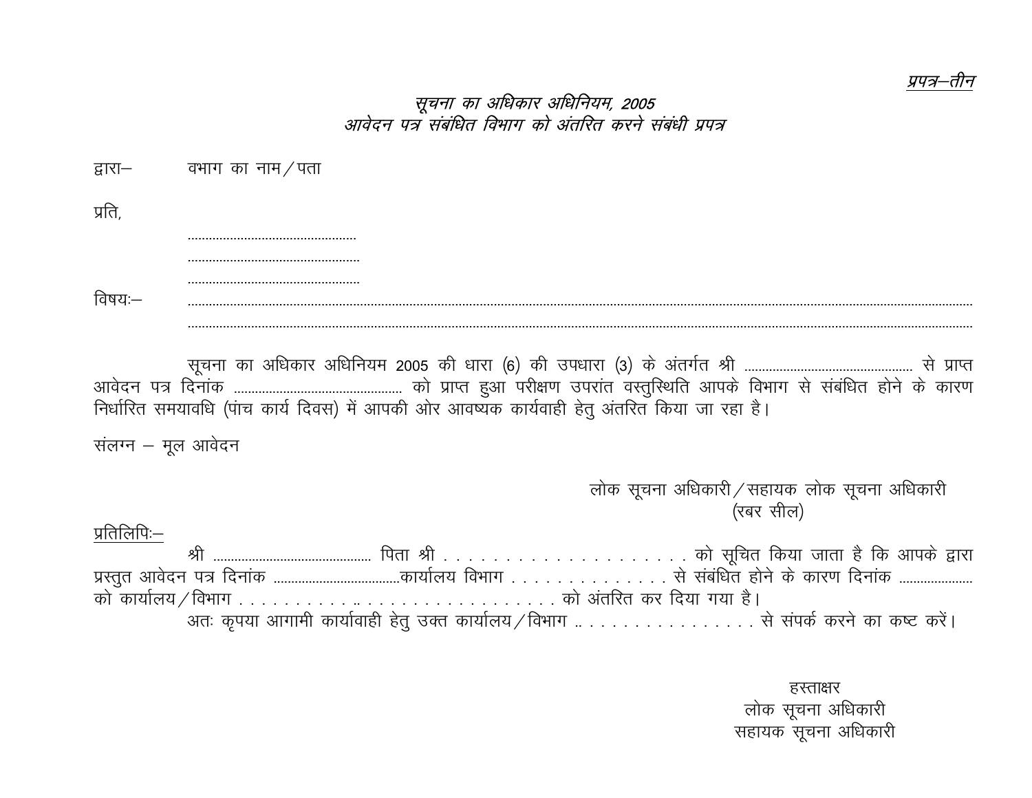<u>*प्रपत्र–तीन*</u>

*सूचना का अधिकार अधिनियम, 2005*
*आवेदन पत्र संबंधित विभाग को अंतरित करने संबंधी प्रपत्र*

द्वारा– वभाग का नाम/पता

प्रति,

..............................................
..............................................
..............................................

विषयः– ..................................................................................................................................................................
..................................................................................................................................................................

सूचना का अधिकार अधिनियम 2005 की धारा (6) की उपधारा (3) के अंतर्गत श्री .............................................. से प्राप्त आवेदन पत्र दिनांक .............................................. को प्राप्त हुआ परीक्षण उपरांत वस्तुस्थिति आपके विभाग से संबंधित होने के कारण निर्धारित समयावधि (पांच कार्य दिवस) में आपकी ओर आवष्यक कार्यवाही हेतु अंतरित किया जा रहा है।

संलग्न – मूल आवेदन

लोक सूचना अधिकारी/सहायक लोक सूचना अधिकारी
(रबर सील)

<u>प्रतिलिपिः–</u>

श्री .......................................... पिता श्री . . . . . . . . . . . . . . . . . . . . . को सूचित किया जाता है कि आपके द्वारा प्रस्तुत आवेदन पत्र दिनांक ..................................कार्यालय विभाग . . . . . . . . . . . . . . से संबंधित होने के कारण दिनांक .................... को कार्यालय/विभाग . . . . . . . . . . .. . . . . . . . . . . . . . . . . . . को अंतरित कर दिया गया है।

अतः कृपया आगामी कार्यावाही हेतु उक्त कार्यालय/विभाग .. . . . . . . . . . . . . . . . से संपर्क करने का कष्ट करें।

हस्ताक्षर
लोक सूचना अधिकारी
सहायक सूचना अधिकारी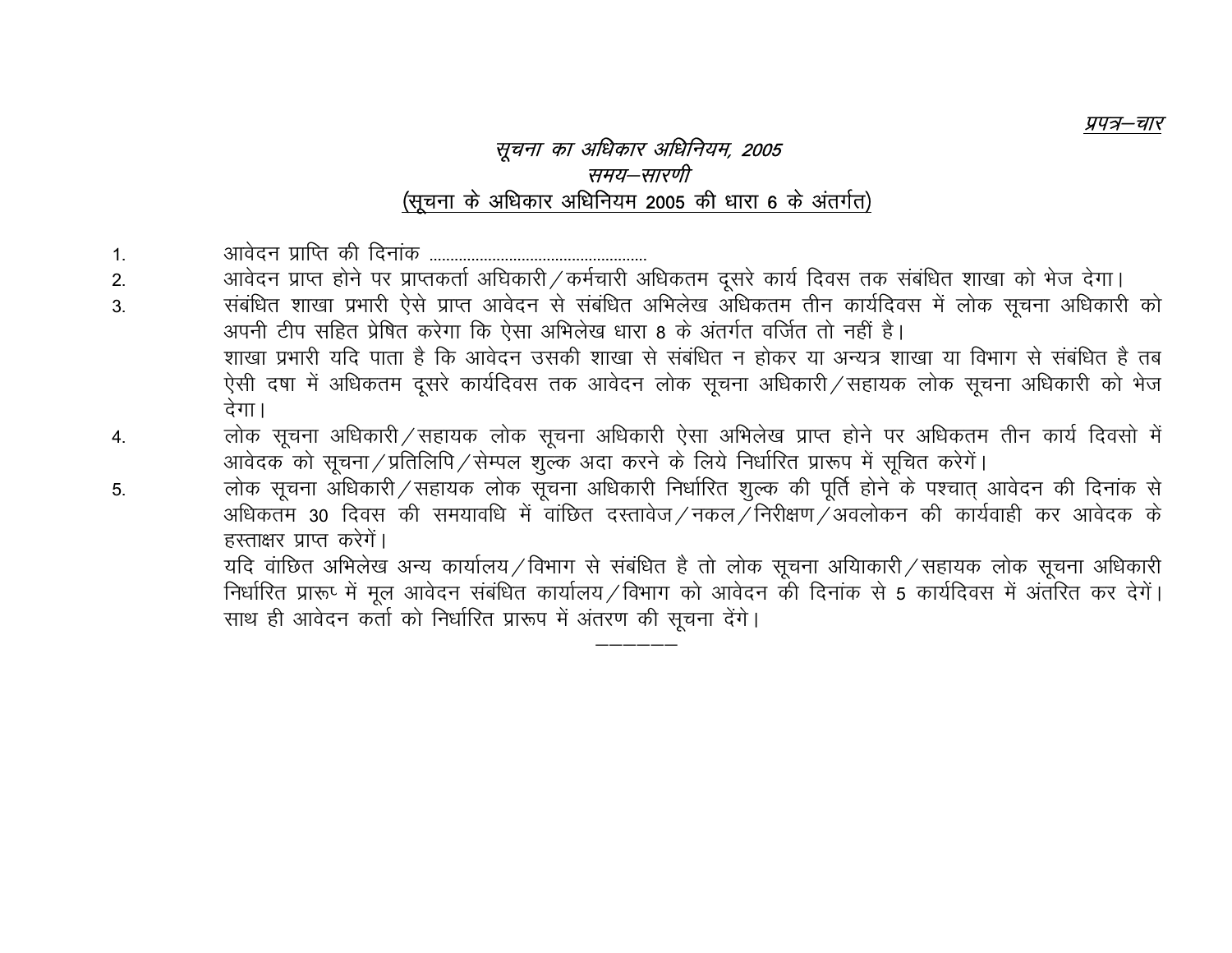*प्रपत्र–चार*

# *सूचना का अधिकार अधिनियम, 2005*

## *समय–सारणी*

### (सूचना के अधिकार अधिनियम 2005 की धारा 6 के अंतर्गत)

1. आवेदन प्राप्ति की दिनांक ..................................................
2. आवेदन प्राप्त होने पर प्राप्तकर्ता अधिकारी/कर्मचारी अधिकतम दूसरे कार्य दिवस तक संबंधित शाखा को भेज देगा।
3. संबंधित शाखा प्रभारी ऐसे प्राप्त आवेदन से संबंधित अभिलेख अधिकतम तीन कार्यदिवस में लोक सूचना अधिकारी को अपनी टीप सहित प्रेषित करेगा कि ऐसा अभिलेख धारा 8 के अंतर्गत वर्जित तो नहीं है।

   शाखा प्रभारी यदि पाता है कि आवेदन उसकी शाखा से संबंधित न होकर या अन्यत्र शाखा या विभाग से संबंधित है तब ऐसी दषा में अधिकतम दूसरे कार्यदिवस तक आवेदन लोक सूचना अधिकारी/सहायक लोक सूचना अधिकारी को भेज देगा।
4. लोक सूचना अधिकारी/सहायक लोक सूचना अधिकारी ऐसा अभिलेख प्राप्त होने पर अधिकतम तीन कार्य दिवसो में आवेदक को सूचना/प्रतिलिपि/सेम्पल शुल्क अदा करने के लिये निर्धारित प्रारूप में सूचित करेगें।
5. लोक सूचना अधिकारी/सहायक लोक सूचना अधिकारी निर्धारित शुल्क की पूर्ति होने के पश्चात् आवेदन की दिनांक से अधिकतम 30 दिवस की समयावधि में वांछित दस्तावेज/नकल/निरीक्षण/अवलोकन की कार्यवाही कर आवेदक के हस्ताक्षर प्राप्त करेगें।

   यदि वांछित अभिलेख अन्य कार्यालय/विभाग से संबंधित है तो लोक सूचना अयिकारी/सहायक लोक सूचना अधिकारी निर्धारित प्रारूप में मूल आवेदन संबंधित कार्यालय/विभाग को आवेदन की दिनांक से 5 कार्यदिवस में अंतरित कर देगें। साथ ही आवेदन कर्ता को निर्धारित प्रारूप में अंतरण की सूचना देंगे।

———————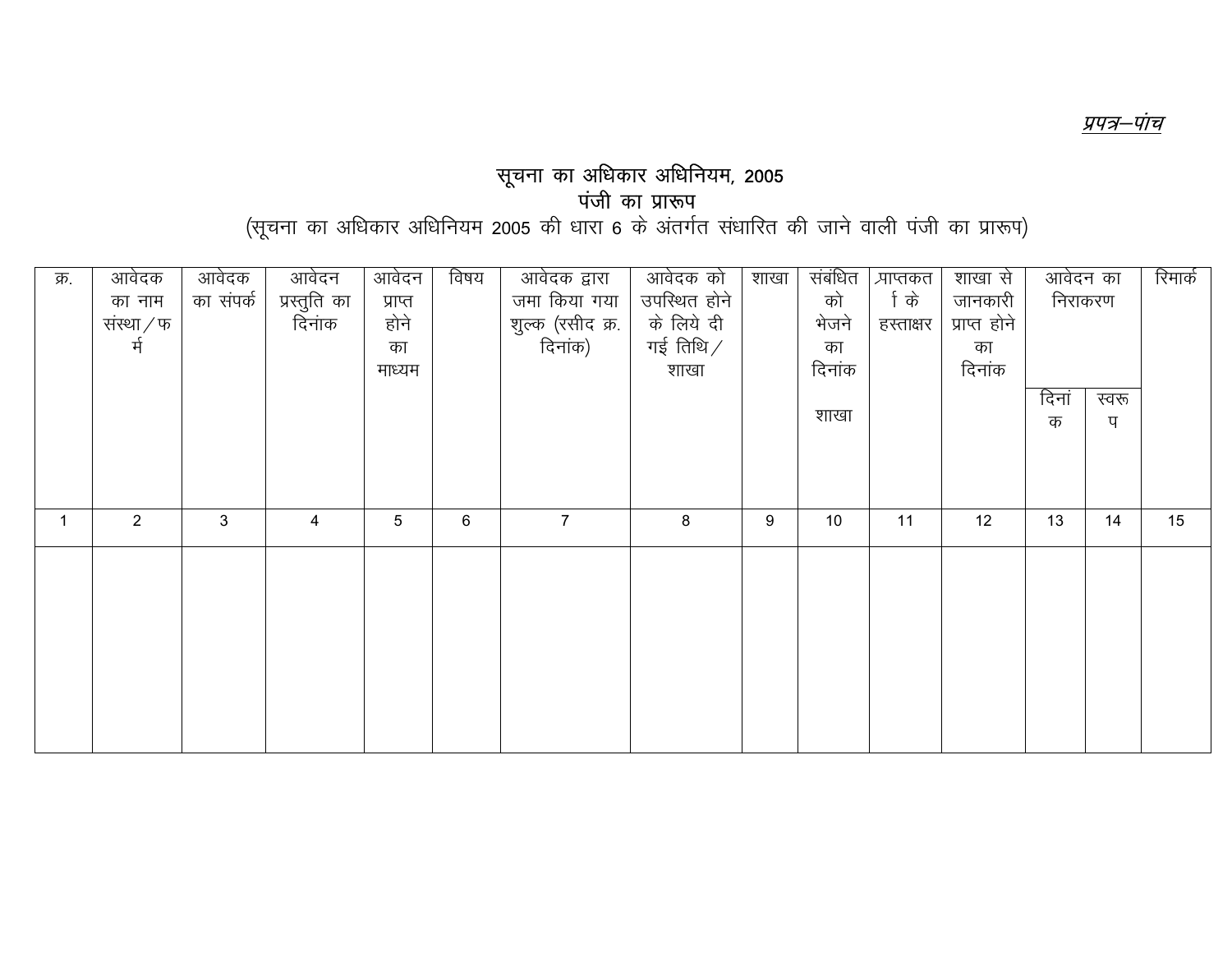*प्रपत्र–पांच*

# सूचना का अधिकार अधिनियम, 2005

## पंजी का प्रारूप

(सूचना का अधिकार अधिनियम 2005 की धारा 6 के अंतर्गत संधारित की जाने वाली पंजी का प्रारूप)

| क्र. | आवेदक का नाम संस्था/फर्म | आवेदक का संपर्क | आवेदन प्रस्तुति का दिनांक | आवेदन प्राप्त होने का माध्यम | विषय | आवेदक द्वारा जमा किया गया शुल्क (रसीद क्र. दिनांक) | आवेदक को उपस्थित होने के लिये दी गई तिथि/शाखा | शाखा | संबंधित को भेजने का दिनांक शाखा | प्राप्तकर्ता के हस्ताक्षर | शाखा से जानकारी प्राप्त होने का दिनांक | आवेदन का निराकरण | | रिमार्क |
|---|---|---|---|---|---|---|---|---|---|---|---|---|---|---|
| | | | | | | | | | | | | दिनांक | स्वरूप | |
| 1 | 2 | 3 | 4 | 5 | 6 | 7 | 8 | 9 | 10 | 11 | 12 | 13 | 14 | 15 |
| | | | | | | | | | | | | | | |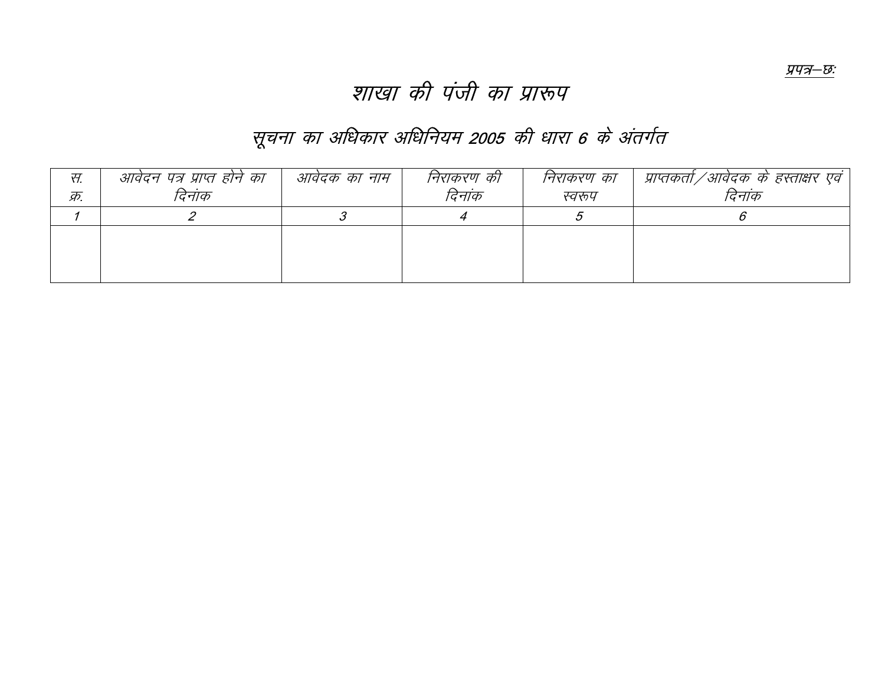<u>प्रपत्र–छः</u>

# शाखा की पंजी का प्रारूप

## सूचना का अधिकार अधिनियम 2005 की धारा 6 के अंतर्गत

| स. क्र. | आवेदन पत्र प्राप्त होने का दिनांक | आवेदक का नाम | निराकरण की दिनांक | निराकरण का स्वरूप | प्राप्तकर्ता/आवेदक के हस्ताक्षर एवं दिनांक |
|---|---|---|---|---|---|
| 1 | 2 | 3 | 4 | 5 | 6 |
| | | | | | |